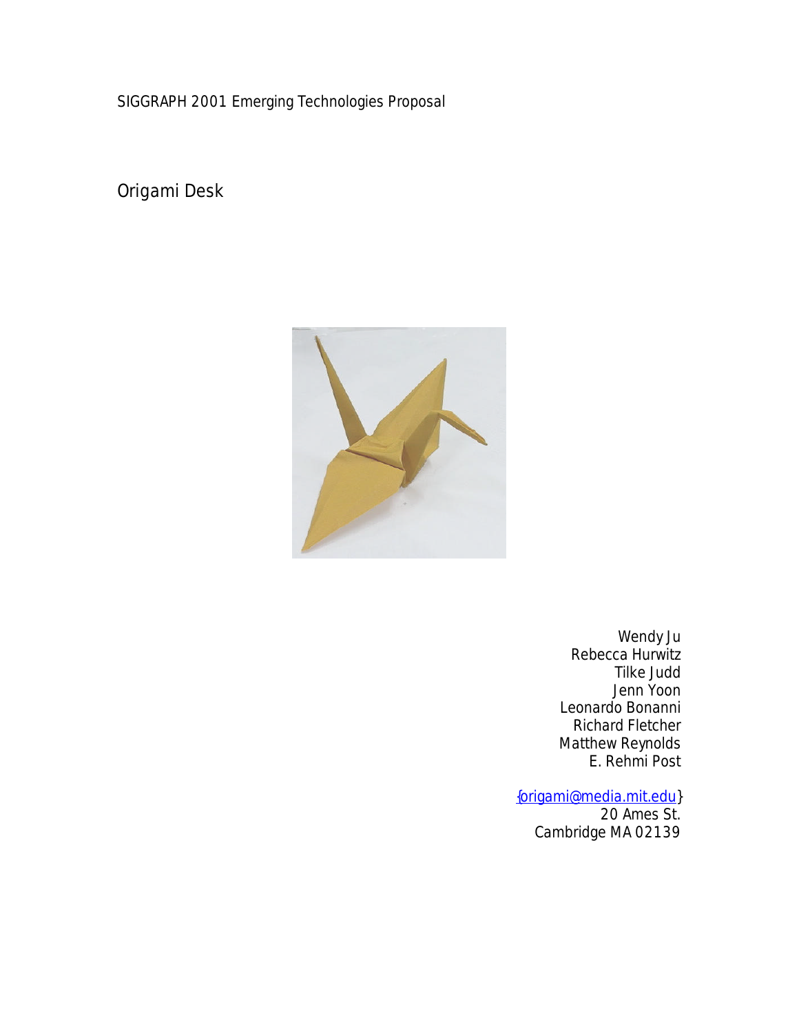SIGGRAPH 2001 Emerging Technologies Proposal

# Origami Desk

Wendy Ju
Rebecca Hurwitz
Tilke Judd
Jenn Yoon
Leonardo Bonanni
Richard Fletcher
Matthew Reynolds
E. Rehmi Post

{origami@media.mit.edu}
20 Ames St.
Cambridge MA 02139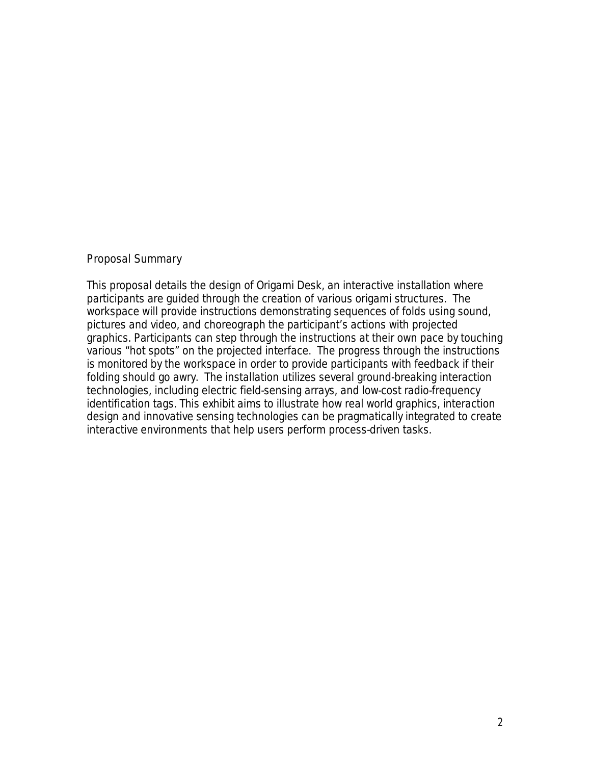## Proposal Summary

This proposal details the design of Origami Desk, an interactive installation where participants are guided through the creation of various origami structures. The workspace will provide instructions demonstrating sequences of folds using sound, pictures and video, and choreograph the participant's actions with projected graphics. Participants can step through the instructions at their own pace by touching various "hot spots" on the projected interface. The progress through the instructions is monitored by the workspace in order to provide participants with feedback if their folding should go awry. The installation utilizes several ground-breaking interaction technologies, including electric field-sensing arrays, and low-cost radio-frequency identification tags. This exhibit aims to illustrate how real world graphics, interaction design and innovative sensing technologies can be pragmatically integrated to create interactive environments that help users perform process-driven tasks.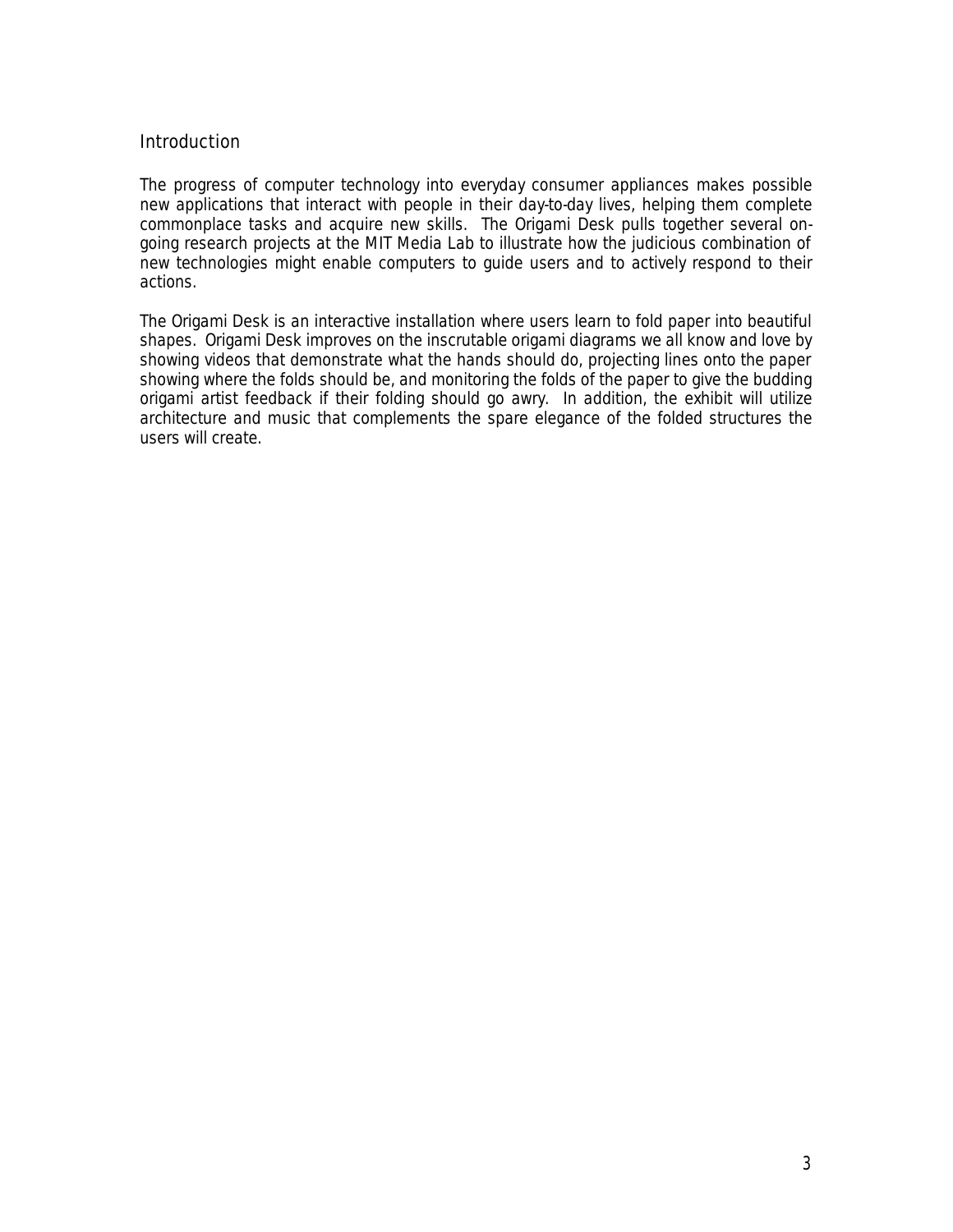## Introduction

The progress of computer technology into everyday consumer appliances makes possible new applications that interact with people in their day-to-day lives, helping them complete commonplace tasks and acquire new skills. The Origami Desk pulls together several on-going research projects at the MIT Media Lab to illustrate how the judicious combination of new technologies might enable computers to guide users and to actively respond to their actions.

The Origami Desk is an interactive installation where users learn to fold paper into beautiful shapes. Origami Desk improves on the inscrutable origami diagrams we all know and love by showing videos that demonstrate what the hands should do, projecting lines onto the paper showing where the folds should be, and monitoring the folds of the paper to give the budding origami artist feedback if their folding should go awry. In addition, the exhibit will utilize architecture and music that complements the spare elegance of the folded structures the users will create.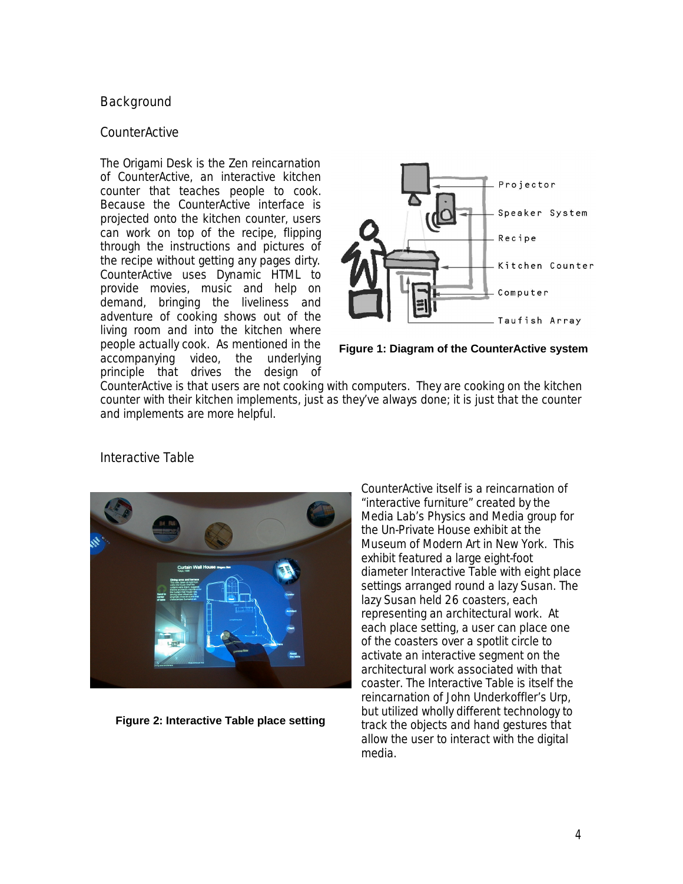## Background

### CounterActive

The Origami Desk is the Zen reincarnation of CounterActive, an interactive kitchen counter that teaches people to cook. Because the CounterActive interface is projected onto the kitchen counter, users can work on top of the recipe, flipping through the instructions and pictures of the recipe without getting any pages dirty. CounterActive uses Dynamic HTML to provide movies, music and help on demand, bringing the liveliness and adventure of cooking shows out of the living room and into the kitchen where people actually cook. As mentioned in the accompanying video, the underlying principle that drives the design of CounterActive is that users are not cooking with computers. They are cooking on the kitchen counter with their kitchen implements, just as they've always done; it is just that the counter and implements are more helpful.

**Figure 1: Diagram of the CounterActive system**

### Interactive Table

CounterActive itself is a reincarnation of "interactive furniture" created by the Media Lab's Physics and Media group for the Un-Private House exhibit at the Museum of Modern Art in New York. This exhibit featured a large eight-foot diameter Interactive Table with eight place settings arranged round a lazy Susan. The lazy Susan held 26 coasters, each representing an architectural work. At each place setting, a user can place one of the coasters over a spotlit circle to activate an interactive segment on the architectural work associated with that coaster. The Interactive Table is itself the reincarnation of John Underkoffler's Urp, but utilized wholly different technology to track the objects and hand gestures that allow the user to interact with the digital media.

**Figure 2: Interactive Table place setting**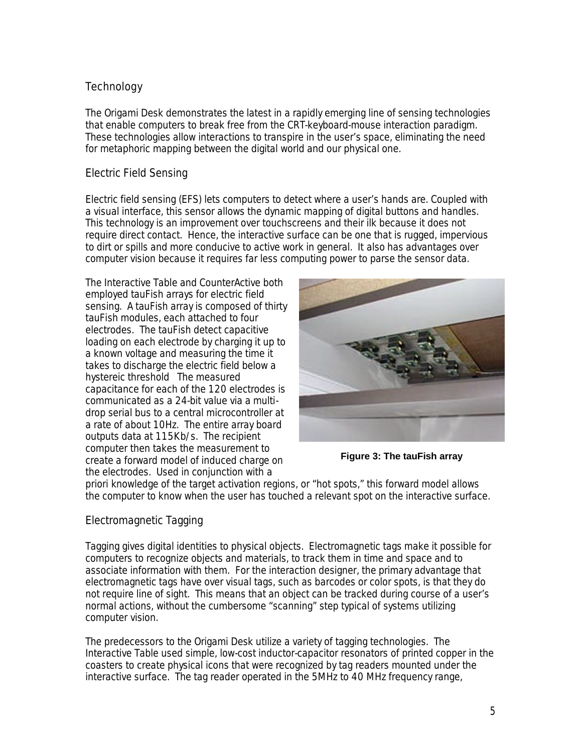## Technology

The Origami Desk demonstrates the latest in a rapidly emerging line of sensing technologies that enable computers to break free from the CRT-keyboard-mouse interaction paradigm. These technologies allow interactions to transpire in the user's space, eliminating the need for metaphoric mapping between the digital world and our physical one.

### Electric Field Sensing

Electric field sensing (EFS) lets computers to detect where a user's hands are. Coupled with a visual interface, this sensor allows the dynamic mapping of digital buttons and handles. This technology is an improvement over touchscreens and their ilk because it does not require direct contact. Hence, the interactive surface can be one that is rugged, impervious to dirt or spills and more conducive to active work in general. It also has advantages over computer vision because it requires far less computing power to parse the sensor data.

The Interactive Table and CounterActive both employed tauFish arrays for electric field sensing. A tauFish array is composed of thirty tauFish modules, each attached to four electrodes. The tauFish detect capacitive loading on each electrode by charging it up to a known voltage and measuring the time it takes to discharge the electric field below a hystereic threshold The measured capacitance for each of the 120 electrodes is communicated as a 24-bit value via a multi-drop serial bus to a central microcontroller at a rate of about 10Hz. The entire array board outputs data at 115Kb/s. The recipient computer then takes the measurement to create a forward model of induced charge on the electrodes. Used in conjunction with a priori knowledge of the target activation regions, or "hot spots," this forward model allows the computer to know when the user has touched a relevant spot on the interactive surface.

**Figure 3: The tauFish array**

### Electromagnetic Tagging

Tagging gives digital identities to physical objects. Electromagnetic tags make it possible for computers to recognize objects and materials, to track them in time and space and to associate information with them. For the interaction designer, the primary advantage that electromagnetic tags have over visual tags, such as barcodes or color spots, is that they do not require line of sight. This means that an object can be tracked during course of a user's normal actions, without the cumbersome "scanning" step typical of systems utilizing computer vision.

The predecessors to the Origami Desk utilize a variety of tagging technologies. The Interactive Table used simple, low-cost inductor-capacitor resonators of printed copper in the coasters to create physical icons that were recognized by tag readers mounted under the interactive surface. The tag reader operated in the 5MHz to 40 MHz frequency range,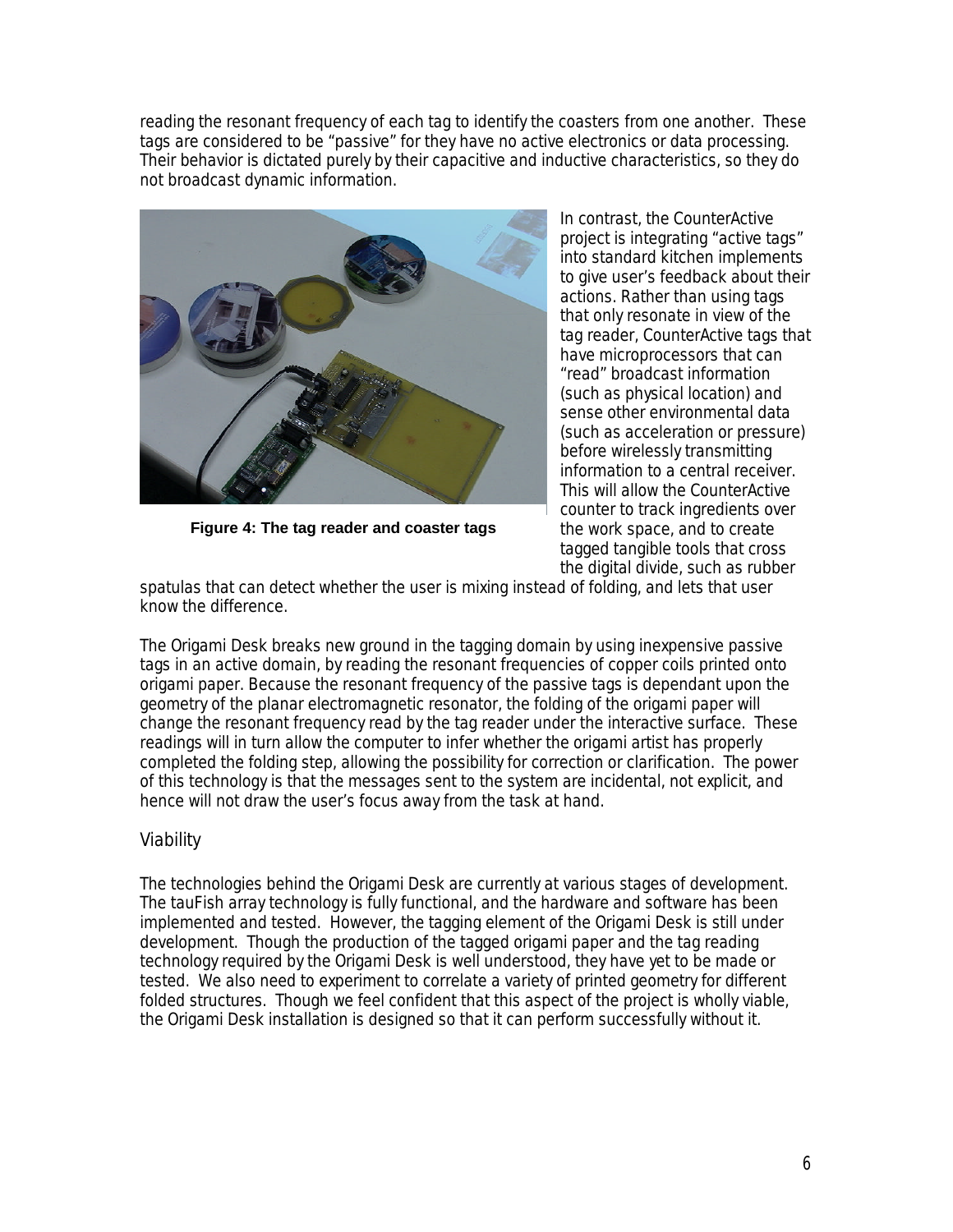reading the resonant frequency of each tag to identify the coasters from one another. These tags are considered to be "passive" for they have no active electronics or data processing. Their behavior is dictated purely by their capacitive and inductive characteristics, so they do not broadcast dynamic information.

**Figure 4: The tag reader and coaster tags**

In contrast, the CounterActive project is integrating "active tags" into standard kitchen implements to give user's feedback about their actions. Rather than using tags that only resonate in view of the tag reader, CounterActive tags that have microprocessors that can "read" broadcast information (such as physical location) and sense other environmental data (such as acceleration or pressure) before wirelessly transmitting information to a central receiver. This will allow the CounterActive counter to track ingredients over the work space, and to create tagged tangible tools that cross the digital divide, such as rubber spatulas that can detect whether the user is mixing instead of folding, and lets that user know the difference.

The Origami Desk breaks new ground in the tagging domain by using inexpensive passive tags in an active domain, by reading the resonant frequencies of copper coils printed onto origami paper. Because the resonant frequency of the passive tags is dependant upon the geometry of the planar electromagnetic resonator, the folding of the origami paper will change the resonant frequency read by the tag reader under the interactive surface. These readings will in turn allow the computer to infer whether the origami artist has properly completed the folding step, allowing the possibility for correction or clarification. The power of this technology is that the messages sent to the system are incidental, not explicit, and hence will not draw the user's focus away from the task at hand.

## Viability

The technologies behind the Origami Desk are currently at various stages of development. The tauFish array technology is fully functional, and the hardware and software has been implemented and tested. However, the tagging element of the Origami Desk is still under development. Though the production of the tagged origami paper and the tag reading technology required by the Origami Desk is well understood, they have yet to be made or tested. We also need to experiment to correlate a variety of printed geometry for different folded structures. Though we feel confident that this aspect of the project is wholly viable, the Origami Desk installation is designed so that it can perform successfully without it.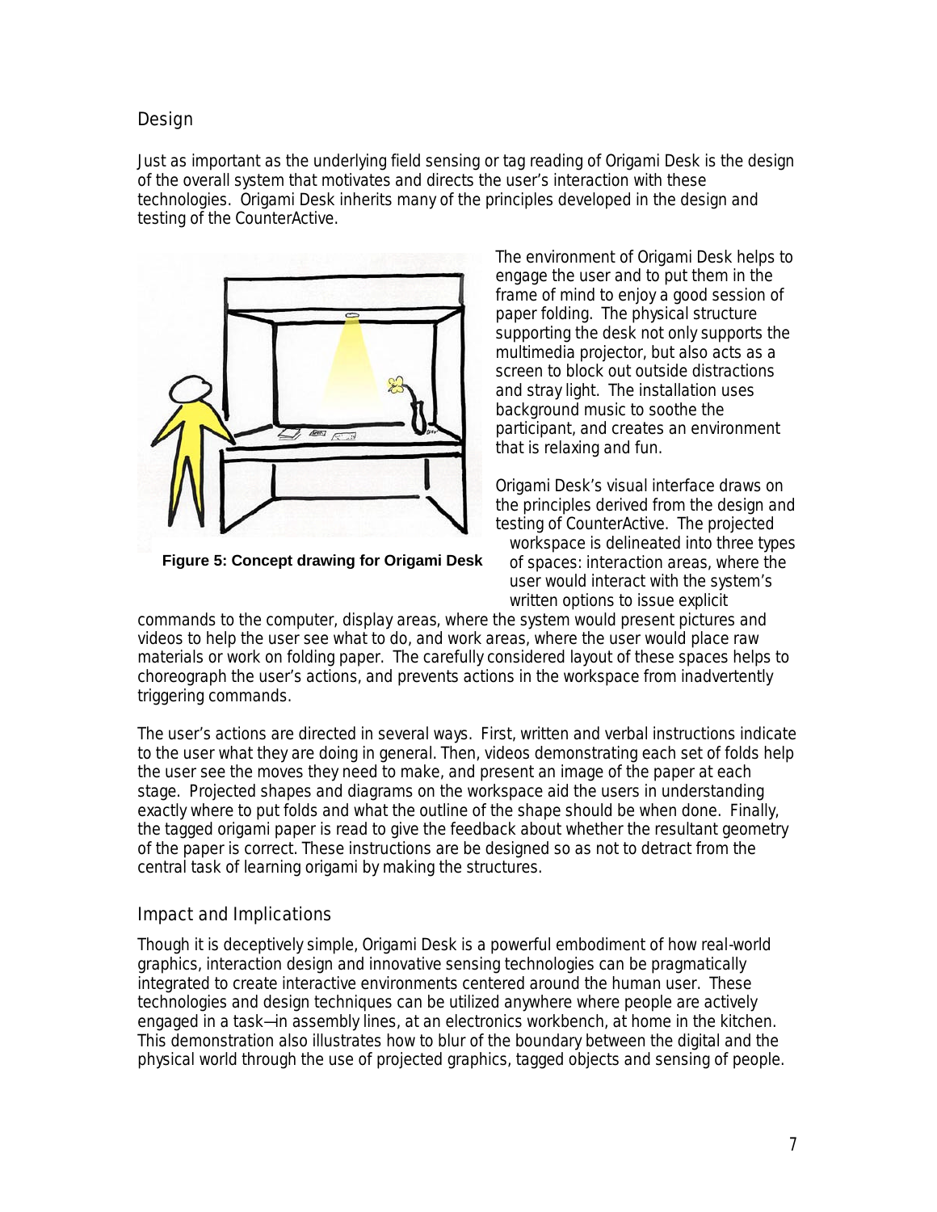## Design

Just as important as the underlying field sensing or tag reading of Origami Desk is the design of the overall system that motivates and directs the user's interaction with these technologies. Origami Desk inherits many of the principles developed in the design and testing of the CounterActive.

**Figure 5: Concept drawing for Origami Desk**

The environment of Origami Desk helps to engage the user and to put them in the frame of mind to enjoy a good session of paper folding. The physical structure supporting the desk not only supports the multimedia projector, but also acts as a screen to block out outside distractions and stray light. The installation uses background music to soothe the participant, and creates an environment that is relaxing and fun.

Origami Desk's visual interface draws on the principles derived from the design and testing of CounterActive. The projected workspace is delineated into three types of spaces: interaction areas, where the user would interact with the system's written options to issue explicit commands to the computer, display areas, where the system would present pictures and videos to help the user see what to do, and work areas, where the user would place raw materials or work on folding paper. The carefully considered layout of these spaces helps to choreograph the user's actions, and prevents actions in the workspace from inadvertently triggering commands.

The user's actions are directed in several ways. First, written and verbal instructions indicate to the user what they are doing in general. Then, videos demonstrating each set of folds help the user see the moves they need to make, and present an image of the paper at each stage. Projected shapes and diagrams on the workspace aid the users in understanding exactly where to put folds and what the outline of the shape should be when done. Finally, the tagged origami paper is read to give the feedback about whether the resultant geometry of the paper is correct. These instructions are be designed so as not to detract from the central task of learning origami by making the structures.

## Impact and Implications

Though it is deceptively simple, Origami Desk is a powerful embodiment of how real-world graphics, interaction design and innovative sensing technologies can be pragmatically integrated to create interactive environments centered around the human user. These technologies and design techniques can be utilized anywhere where people are actively engaged in a task—in assembly lines, at an electronics workbench, at home in the kitchen. This demonstration also illustrates how to blur of the boundary between the digital and the physical world through the use of projected graphics, tagged objects and sensing of people.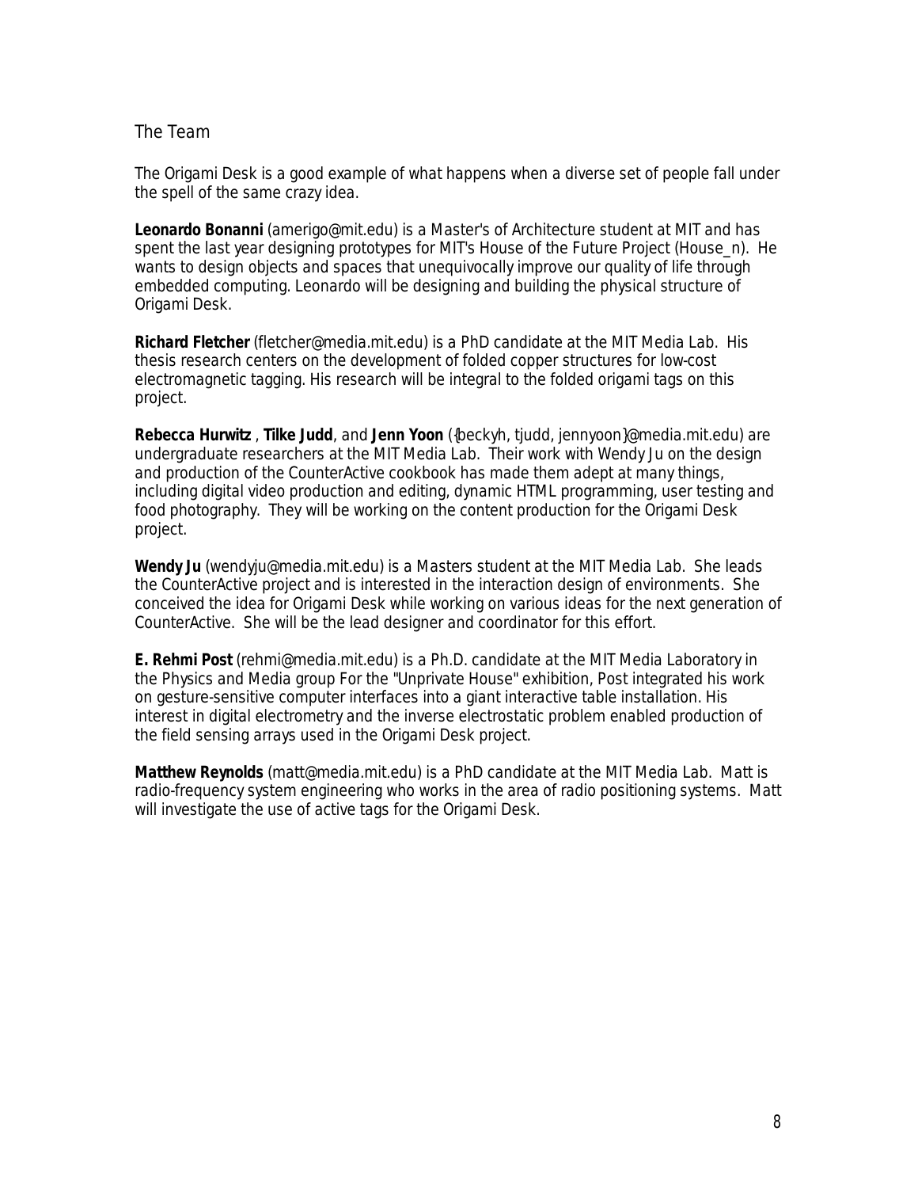## The Team

The Origami Desk is a good example of what happens when a diverse set of people fall under the spell of the same crazy idea.

**Leonardo Bonanni** (amerigo@mit.edu) is a Master's of Architecture student at MIT and has spent the last year designing prototypes for MIT's House of the Future Project (House_n). He wants to design objects and spaces that unequivocally improve our quality of life through embedded computing. Leonardo will be designing and building the physical structure of Origami Desk.

**Richard Fletcher** (fletcher@media.mit.edu) is a PhD candidate at the MIT Media Lab. His thesis research centers on the development of folded copper structures for low-cost electromagnetic tagging. His research will be integral to the folded origami tags on this project.

**Rebecca Hurwitz** , **Tilke Judd**, and **Jenn Yoon** ({beckyh, tjudd, jennyoon}@media.mit.edu) are undergraduate researchers at the MIT Media Lab. Their work with Wendy Ju on the design and production of the CounterActive cookbook has made them adept at many things, including digital video production and editing, dynamic HTML programming, user testing and food photography. They will be working on the content production for the Origami Desk project.

**Wendy Ju** (wendyju@media.mit.edu) is a Masters student at the MIT Media Lab. She leads the CounterActive project and is interested in the interaction design of environments. She conceived the idea for Origami Desk while working on various ideas for the next generation of CounterActive. She will be the lead designer and coordinator for this effort.

**E. Rehmi Post** (rehmi@media.mit.edu) is a Ph.D. candidate at the MIT Media Laboratory in the Physics and Media group For the "Unprivate House" exhibition, Post integrated his work on gesture-sensitive computer interfaces into a giant interactive table installation. His interest in digital electrometry and the inverse electrostatic problem enabled production of the field sensing arrays used in the Origami Desk project.

**Matthew Reynolds** (matt@media.mit.edu) is a PhD candidate at the MIT Media Lab. Matt is radio-frequency system engineering who works in the area of radio positioning systems. Matt will investigate the use of active tags for the Origami Desk.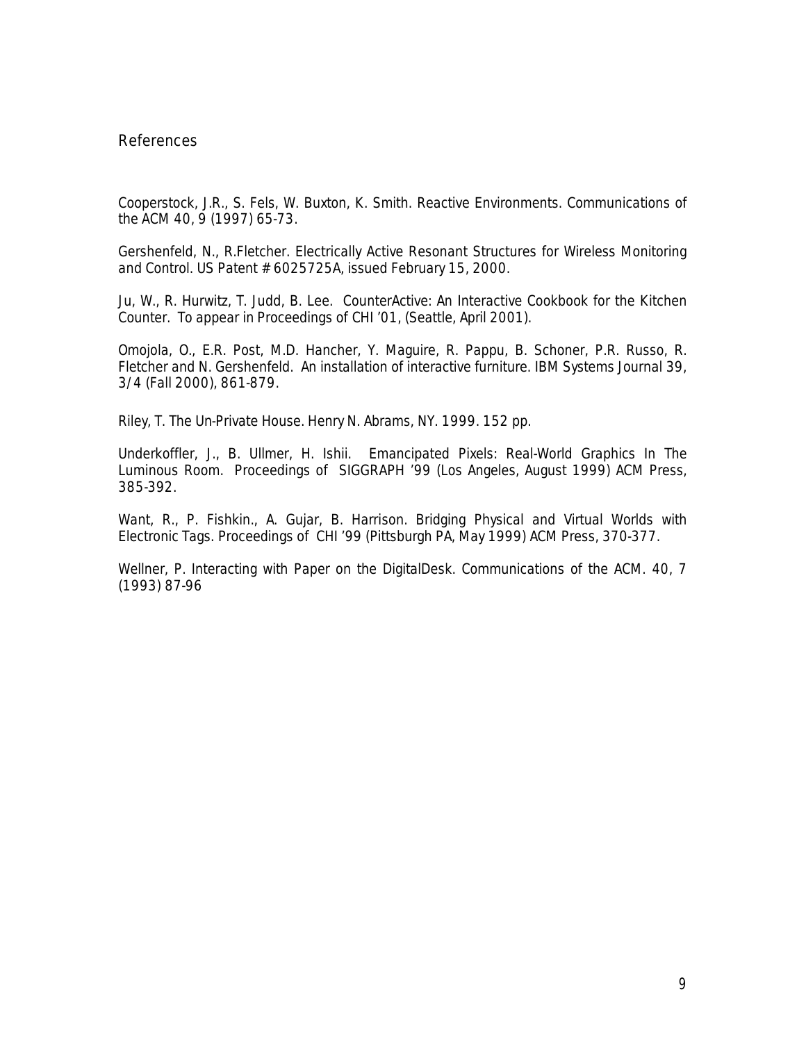## References

Cooperstock, J.R., S. Fels, W. Buxton, K. Smith. Reactive Environments. Communications of the ACM 40, 9 (1997) 65-73.

Gershenfeld, N., R.Fletcher. Electrically Active Resonant Structures for Wireless Monitoring and Control. US Patent # 6025725A, issued February 15, 2000.

Ju, W., R. Hurwitz, T. Judd, B. Lee. CounterActive: An Interactive Cookbook for the Kitchen Counter. To appear in Proceedings of CHI '01, (Seattle, April 2001).

Omojola, O., E.R. Post, M.D. Hancher, Y. Maguire, R. Pappu, B. Schoner, P.R. Russo, R. Fletcher and N. Gershenfeld. An installation of interactive furniture. IBM Systems Journal 39, 3/4 (Fall 2000), 861-879.

Riley, T. The Un-Private House. Henry N. Abrams, NY. 1999. 152 pp.

Underkoffler, J., B. Ullmer, H. Ishii. Emancipated Pixels: Real-World Graphics In The Luminous Room. Proceedings of SIGGRAPH '99 (Los Angeles, August 1999) ACM Press, 385-392.

Want, R., P. Fishkin., A. Gujar, B. Harrison. Bridging Physical and Virtual Worlds with Electronic Tags. Proceedings of CHI '99 (Pittsburgh PA, May 1999) ACM Press, 370-377.

Wellner, P. Interacting with Paper on the DigitalDesk. Communications of the ACM. 40, 7 (1993) 87-96